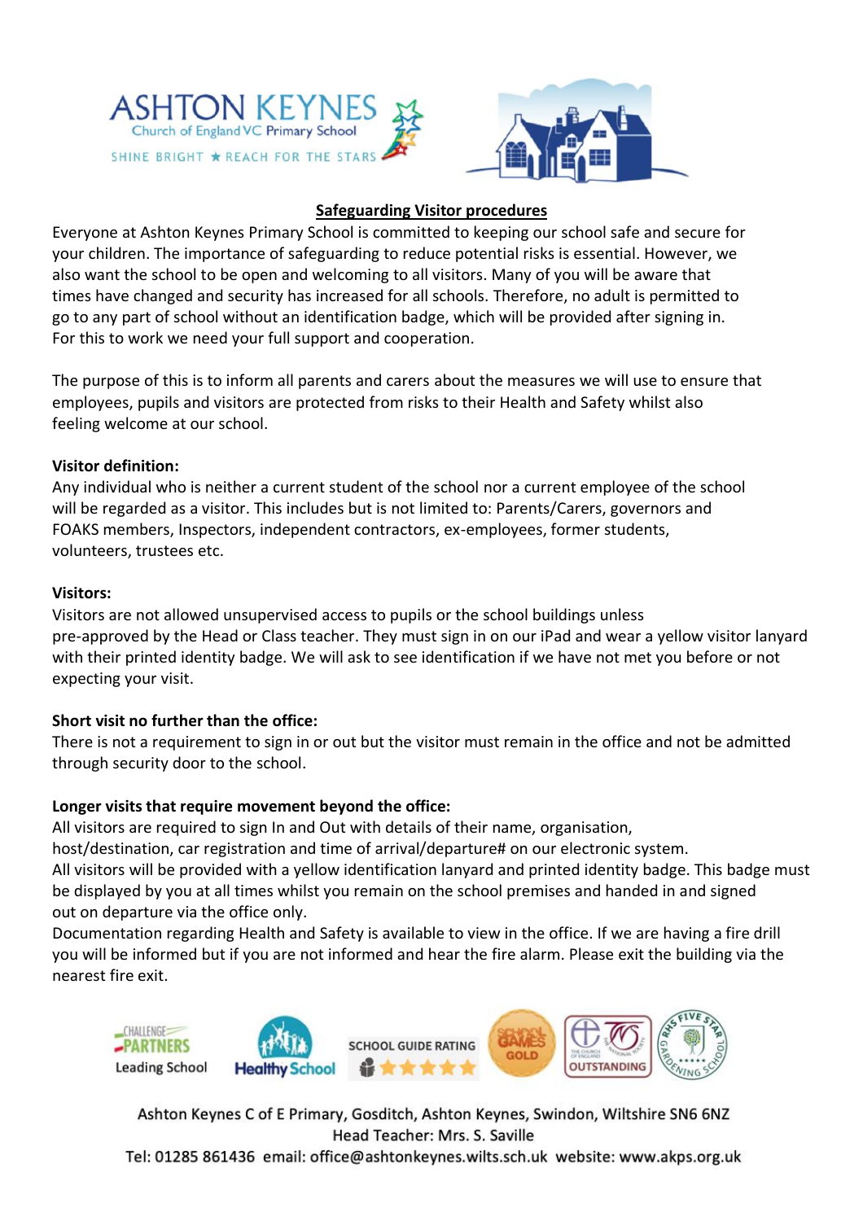ASHTON KEYNES
Church of England VC Primary School
SHINE BRIGHT ★ REACH FOR THE STARS

# Safeguarding Visitor procedures

Everyone at Ashton Keynes Primary School is committed to keeping our school safe and secure for your children. The importance of safeguarding to reduce potential risks is essential. However, we also want the school to be open and welcoming to all visitors. Many of you will be aware that times have changed and security has increased for all schools. Therefore, no adult is permitted to go to any part of school without an identification badge, which will be provided after signing in. For this to work we need your full support and cooperation.

The purpose of this is to inform all parents and carers about the measures we will use to ensure that employees, pupils and visitors are protected from risks to their Health and Safety whilst also feeling welcome at our school.

**Visitor definition:**
Any individual who is neither a current student of the school nor a current employee of the school will be regarded as a visitor. This includes but is not limited to: Parents/Carers, governors and FOAKS members, Inspectors, independent contractors, ex-employees, former students, volunteers, trustees etc.

**Visitors:**
Visitors are not allowed unsupervised access to pupils or the school buildings unless pre-approved by the Head or Class teacher. They must sign in on our iPad and wear a yellow visitor lanyard with their printed identity badge. We will ask to see identification if we have not met you before or not expecting your visit.

**Short visit no further than the office:**
There is not a requirement to sign in or out but the visitor must remain in the office and not be admitted through security door to the school.

**Longer visits that require movement beyond the office:**
All visitors are required to sign In and Out with details of their name, organisation, host/destination, car registration and time of arrival/departure# on our electronic system.
All visitors will be provided with a yellow identification lanyard and printed identity badge. This badge must be displayed by you at all times whilst you remain on the school premises and handed in and signed out on departure via the office only.
Documentation regarding Health and Safety is available to view in the office. If we are having a fire drill you will be informed but if you are not informed and hear the fire alarm. Please exit the building via the nearest fire exit.

Challenge Partners Leading School | Healthy School | School Guide Rating | School Games Gold | Outstanding | RHS Five Star Gardening School

Ashton Keynes C of E Primary, Gosditch, Ashton Keynes, Swindon, Wiltshire SN6 6NZ
Head Teacher: Mrs. S. Saville
Tel: 01285 861436 email: office@ashtonkeynes.wilts.sch.uk website: www.akps.org.uk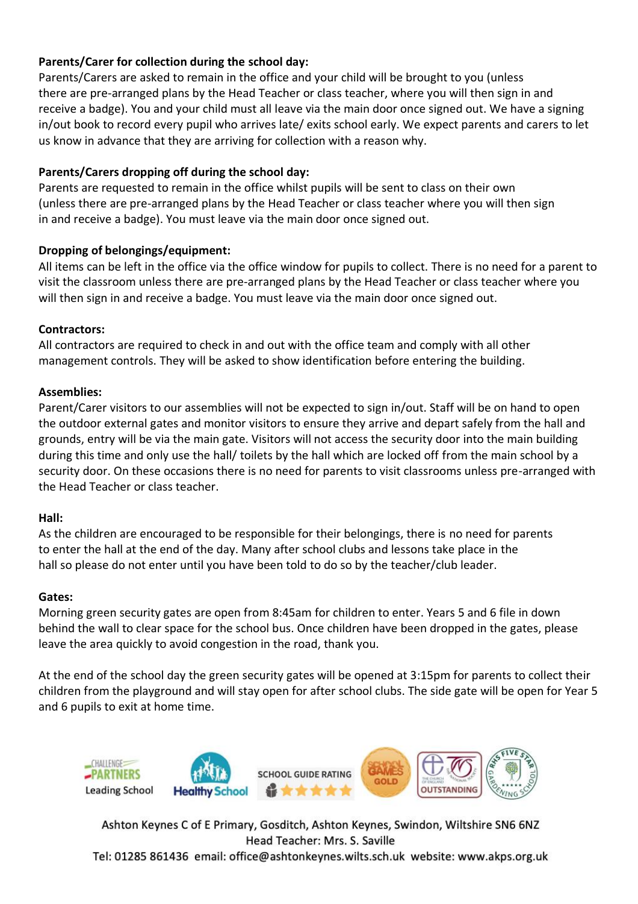**Parents/Carer for collection during the school day:**
Parents/Carers are asked to remain in the office and your child will be brought to you (unless there are pre-arranged plans by the Head Teacher or class teacher, where you will then sign in and receive a badge). You and your child must all leave via the main door once signed out. We have a signing in/out book to record every pupil who arrives late/ exits school early. We expect parents and carers to let us know in advance that they are arriving for collection with a reason why.

**Parents/Carers dropping off during the school day:**
Parents are requested to remain in the office whilst pupils will be sent to class on their own (unless there are pre-arranged plans by the Head Teacher or class teacher where you will then sign in and receive a badge). You must leave via the main door once signed out.

**Dropping of belongings/equipment:**
All items can be left in the office via the office window for pupils to collect. There is no need for a parent to visit the classroom unless there are pre-arranged plans by the Head Teacher or class teacher where you will then sign in and receive a badge. You must leave via the main door once signed out.

**Contractors:**
All contractors are required to check in and out with the office team and comply with all other management controls. They will be asked to show identification before entering the building.

**Assemblies:**
Parent/Carer visitors to our assemblies will not be expected to sign in/out. Staff will be on hand to open the outdoor external gates and monitor visitors to ensure they arrive and depart safely from the hall and grounds, entry will be via the main gate. Visitors will not access the security door into the main building during this time and only use the hall/ toilets by the hall which are locked off from the main school by a security door. On these occasions there is no need for parents to visit classrooms unless pre-arranged with the Head Teacher or class teacher.

**Hall:**
As the children are encouraged to be responsible for their belongings, there is no need for parents to enter the hall at the end of the day. Many after school clubs and lessons take place in the hall so please do not enter until you have been told to do so by the teacher/club leader.

**Gates:**
Morning green security gates are open from 8:45am for children to enter. Years 5 and 6 file in down behind the wall to clear space for the school bus. Once children have been dropped in the gates, please leave the area quickly to avoid congestion in the road, thank you.

At the end of the school day the green security gates will be opened at 3:15pm for parents to collect their children from the playground and will stay open for after school clubs. The side gate will be open for Year 5 and 6 pupils to exit at home time.

Ashton Keynes C of E Primary, Gosditch, Ashton Keynes, Swindon, Wiltshire SN6 6NZ
Head Teacher: Mrs. S. Saville
Tel: 01285 861436 email: office@ashtonkeynes.wilts.sch.uk website: www.akps.org.uk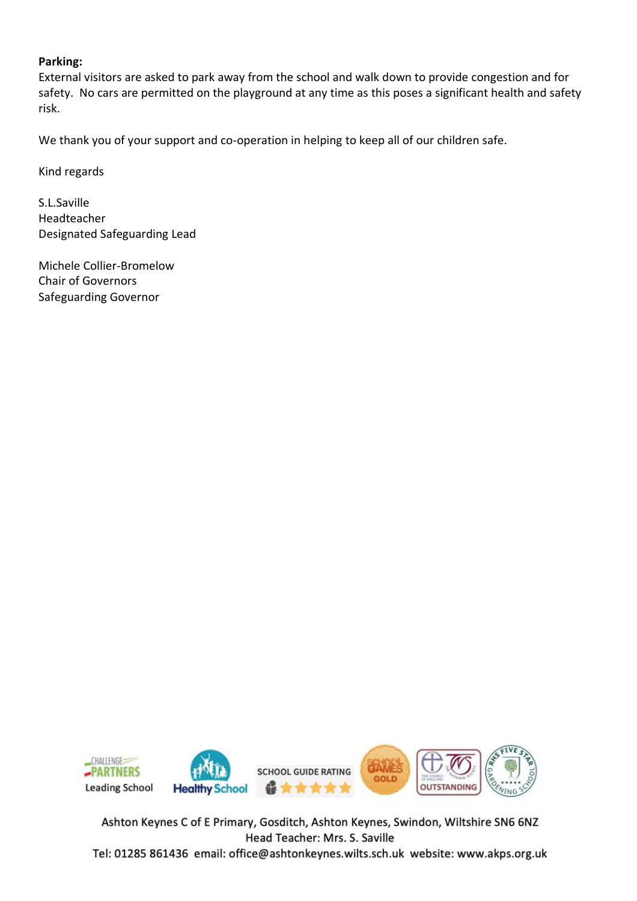**Parking:**
External visitors are asked to park away from the school and walk down to provide congestion and for safety. No cars are permitted on the playground at any time as this poses a significant health and safety risk.

We thank you of your support and co-operation in helping to keep all of our children safe.

Kind regards

S.L.Saville
Headteacher
Designated Safeguarding Lead

Michele Collier-Bromelow
Chair of Governors
Safeguarding Governor

Ashton Keynes C of E Primary, Gosditch, Ashton Keynes, Swindon, Wiltshire SN6 6NZ
Head Teacher: Mrs. S. Saville
Tel: 01285 861436 email: office@ashtonkeynes.wilts.sch.uk website: www.akps.org.uk